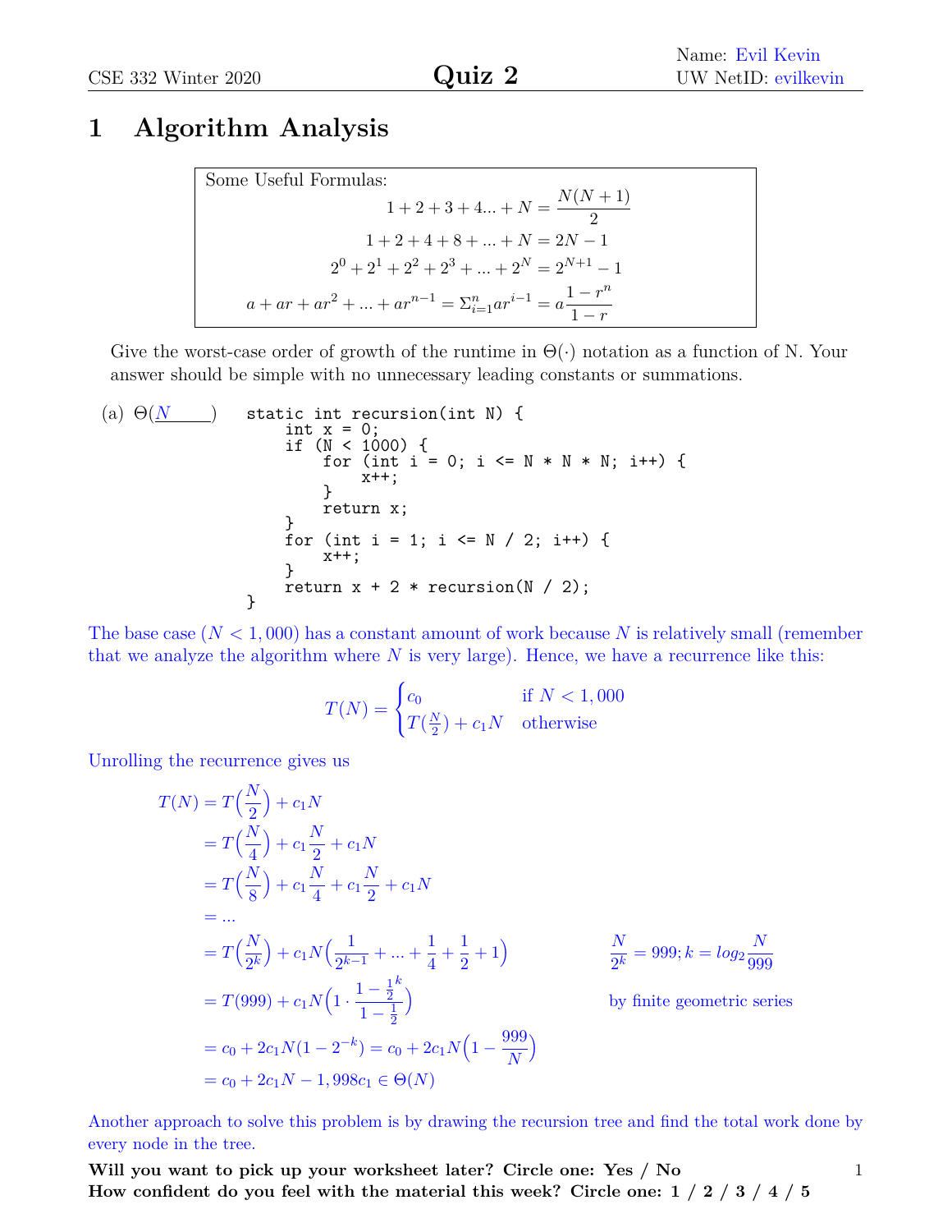Name: Evil Kevin
UW NetID: evilkevin

CSE 332 Winter 2020 **Quiz 2**

# 1 Algorithm Analysis

Some Useful Formulas:

$$1 + 2 + 3 + 4... + N = \frac{N(N+1)}{2}$$

$$1 + 2 + 4 + 8 + ... + N = 2N - 1$$

$$2^0 + 2^1 + 2^2 + 2^3 + ... + 2^N = 2^{N+1} - 1$$

$$a + ar + ar^2 + ... + ar^{n-1} = \Sigma_{i=1}^{n} ar^{i-1} = a\frac{1-r^n}{1-r}$$

Give the worst-case order of growth of the runtime in $\Theta(\cdot)$ notation as a function of N. Your answer should be simple with no unnecessary leading constants or summations.

(a) $\Theta(N)$

```
static int recursion(int N) {
    int x = 0;
    if (N < 1000) {
        for (int i = 0; i <= N * N * N; i++) {
            x++;
        }
        return x;
    }
    for (int i = 1; i <= N / 2; i++) {
        x++;
    }
    return x + 2 * recursion(N / 2);
}
```

The base case ($N < 1,000$) has a constant amount of work because $N$ is relatively small (remember that we analyze the algorithm where $N$ is very large). Hence, we have a recurrence like this:

$$T(N) = \begin{cases} c_0 & \text{if } N < 1,000 \\ T(\frac{N}{2}) + c_1 N & \text{otherwise} \end{cases}$$

Unrolling the recurrence gives us

$$\begin{aligned}
T(N) &= T\Big(\frac{N}{2}\Big) + c_1 N \\
&= T\Big(\frac{N}{4}\Big) + c_1\frac{N}{2} + c_1 N \\
&= T\Big(\frac{N}{8}\Big) + c_1\frac{N}{4} + c_1\frac{N}{2} + c_1 N \\
&= ... \\
&= T\Big(\frac{N}{2^k}\Big) + c_1 N\Big(\frac{1}{2^{k-1}} + ... + \frac{1}{4} + \frac{1}{2} + 1\Big) && \frac{N}{2^k} = 999; k = log_2\frac{N}{999} \\
&= T(999) + c_1 N\Big(1 \cdot \frac{1 - \frac{1}{2}^k}{1 - \frac{1}{2}}\Big) && \text{by finite geometric series} \\
&= c_0 + 2c_1 N(1 - 2^{-k}) = c_0 + 2c_1 N\Big(1 - \frac{999}{N}\Big) \\
&= c_0 + 2c_1 N - 1,998c_1 \in \Theta(N)
\end{aligned}$$

Another approach to solve this problem is by drawing the recursion tree and find the total work done by every node in the tree.

**Will you want to pick up your worksheet later? Circle one: Yes / No**
**How confident do you feel with the material this week? Circle one: 1 / 2 / 3 / 4 / 5**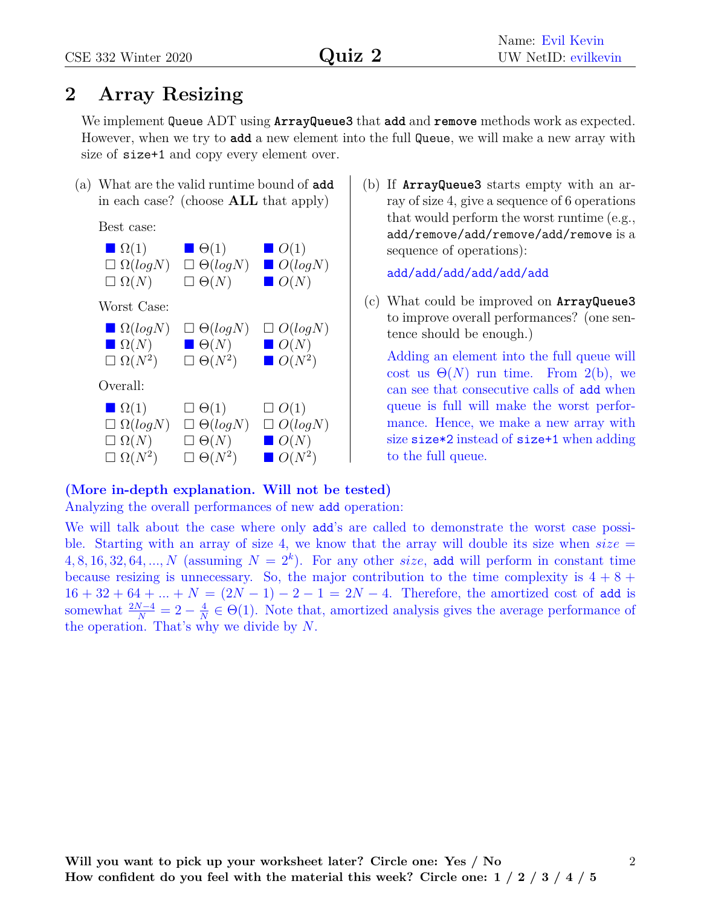Name: Evil Kevin
UW NetID: evilkevin

## 2 Array Resizing

We implement `Queue` ADT using `ArrayQueue3` that `add` and `remove` methods work as expected. However, when we try to `add` a new element into the full `Queue`, we will make a new array with size of `size+1` and copy every element over.

(a) What are the valid runtime bound of `add` in each case? (choose **ALL** that apply)

Best case:

- ■ $\Omega(1)$ ■ $\Theta(1)$ ■ $O(1)$
- ☐ $\Omega(logN)$ ☐ $\Theta(logN)$ ■ $O(logN)$
- ☐ $\Omega(N)$ ☐ $\Theta(N)$ ■ $O(N)$

Worst Case:

- ■ $\Omega(logN)$ ☐ $\Theta(logN)$ ☐ $O(logN)$
- ■ $\Omega(N)$ ■ $\Theta(N)$ ■ $O(N)$
- ☐ $\Omega(N^2)$ ☐ $\Theta(N^2)$ ■ $O(N^2)$

Overall:

- ■ $\Omega(1)$ ☐ $\Theta(1)$ ☐ $O(1)$
- ☐ $\Omega(logN)$ ☐ $\Theta(logN)$ ☐ $O(logN)$
- ☐ $\Omega(N)$ ☐ $\Theta(N)$ ■ $O(N)$
- ☐ $\Omega(N^2)$ ☐ $\Theta(N^2)$ ■ $O(N^2)$

(b) If `ArrayQueue3` starts empty with an array of size 4, give a sequence of 6 operations that would perform the worst runtime (e.g., `add/remove/add/remove/add/remove` is a sequence of operations):

`add/add/add/add/add/add`

(c) What could be improved on `ArrayQueue3` to improve overall performances? (one sentence should be enough.)

Adding an element into the full queue will cost us $\Theta(N)$ run time. From 2(b), we can see that consecutive calls of `add` when queue is full will make the worst performance. Hence, we make a new array with size `size*2` instead of `size+1` when adding to the full queue.

**(More in-depth explanation. Will not be tested)**

Analyzing the overall performances of new `add` operation:

We will talk about the case where only `add`'s are called to demonstrate the worst case possible. Starting with an array of size 4, we know that the array will double its size when $size = 4, 8, 16, 32, 64, ..., N$ (assuming $N = 2^k$). For any other $size$, `add` will perform in constant time because resizing is unnecessary. So, the major contribution to the time complexity is $4 + 8 + 16 + 32 + 64 + ... + N = (2N - 1) - 2 - 1 = 2N - 4$. Therefore, the amortized cost of `add` is somewhat $\frac{2N-4}{N} = 2 - \frac{4}{N} \in \Theta(1)$. Note that, amortized analysis gives the average performance of the operation. That's why we divide by $N$.

**Will you want to pick up your worksheet later? Circle one: Yes / No**
**How confident do you feel with the material this week? Circle one: 1 / 2 / 3 / 4 / 5**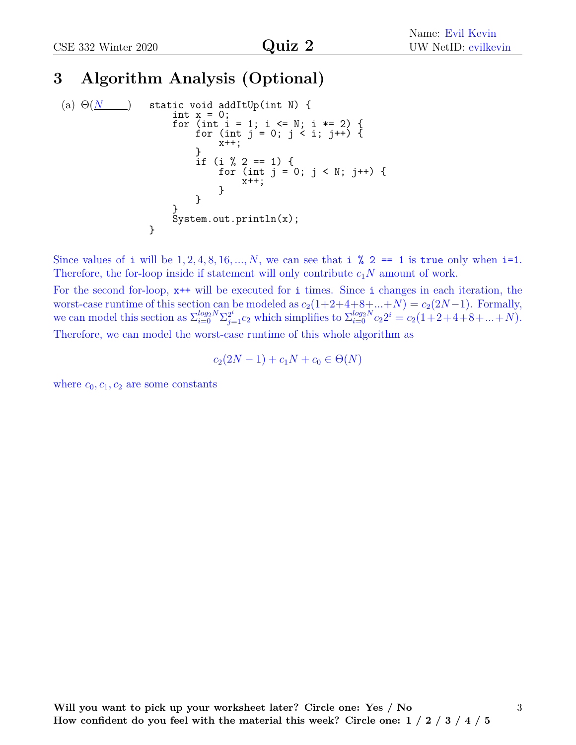## 3 Algorithm Analysis (Optional)

(a) $\Theta(\underline{N\quad})$

```
static void addItUp(int N) {
    int x = 0;
    for (int i = 1; i <= N; i *= 2) {
        for (int j = 0; j < i; j++) {
            x++;
        }
        if (i % 2 == 1) {
            for (int j = 0; j < N; j++) {
                x++;
            }
        }
    }
    System.out.println(x);
}
```

Since values of `i` will be $1, 2, 4, 8, 16, ..., N$, we can see that `i % 2 == 1` is `true` only when `i=1`. Therefore, the for-loop inside if statement will only contribute $c_1 N$ amount of work.

For the second for-loop, `x++` will be executed for `i` times. Since `i` changes in each iteration, the worst-case runtime of this section can be modeled as $c_2(1+2+4+8+...+N) = c_2(2N-1)$. Formally, we can model this section as $\Sigma_{i=0}^{log_2 N} \Sigma_{j=1}^{2^i} c_2$ which simplifies to $\Sigma_{i=0}^{log_2 N} c_2 2^i = c_2(1+2+4+8+...+N)$.

Therefore, we can model the worst-case runtime of this whole algorithm as

$$c_2(2N-1) + c_1 N + c_0 \in \Theta(N)$$

where $c_0, c_1, c_2$ are some constants

**Will you want to pick up your worksheet later? Circle one: Yes / No**
**How confident do you feel with the material this week? Circle one: 1 / 2 / 3 / 4 / 5**